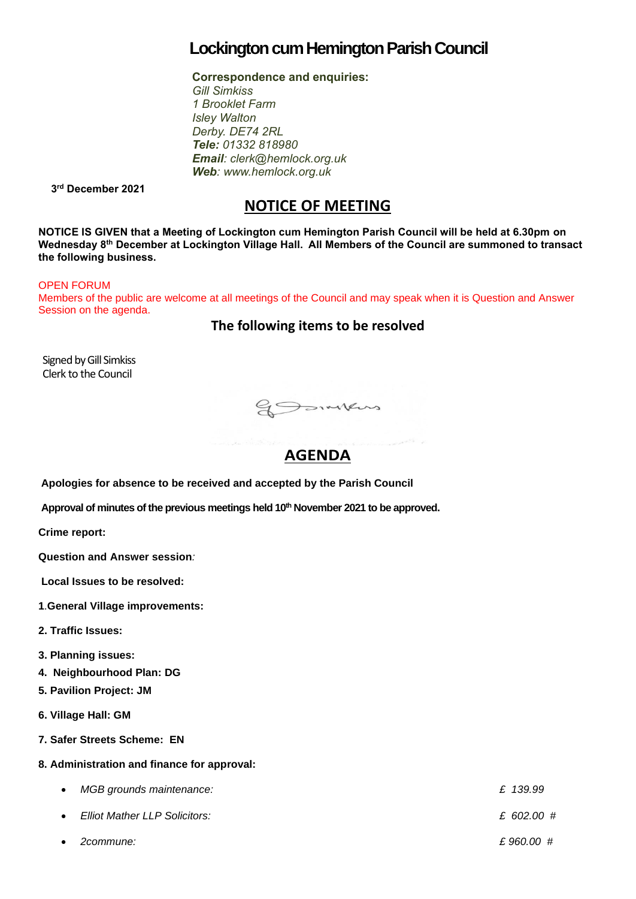# Lockington cum Hemington Parish Council

**Correspondence and enquiries:**
*Gill Simkiss*
*1 Brooklet Farm*
*Isley Walton*
*Derby. DE74 2RL*
***Tele:** 01332 818980*
***Email**: clerk@hemlock.org.uk*
***Web**: www.hemlock.org.uk*

**3rd December 2021**

## NOTICE OF MEETING

**NOTICE IS GIVEN that a Meeting of Lockington cum Hemington Parish Council will be held at 6.30pm on Wednesday 8th December at Lockington Village Hall. All Members of the Council are summoned to transact the following business.**

OPEN FORUM
Members of the public are welcome at all meetings of the Council and may speak when it is Question and Answer Session on the agenda.

### The following items to be resolved

Signed by Gill Simkiss
Clerk to the Council

## AGENDA

**Apologies for absence to be received and accepted by the Parish Council**

**Approval of minutes of the previous meetings held 10th November 2021 to be approved.**

**Crime report:**

**Question and Answer session***:*

**Local Issues to be resolved:**

**1.General Village improvements:**

**2. Traffic Issues:**

**3. Planning issues:**

**4. Neighbourhood Plan: DG**

**5. Pavilion Project: JM**

**6. Village Hall: GM**

**7. Safer Streets Scheme: EN**

**8. Administration and finance for approval:**

- *MGB grounds maintenance:* — *£ 139.99*
- *Elliot Mather LLP Solicitors:* — *£ 602.00 #*
- *2commune:* — *£ 960.00 #*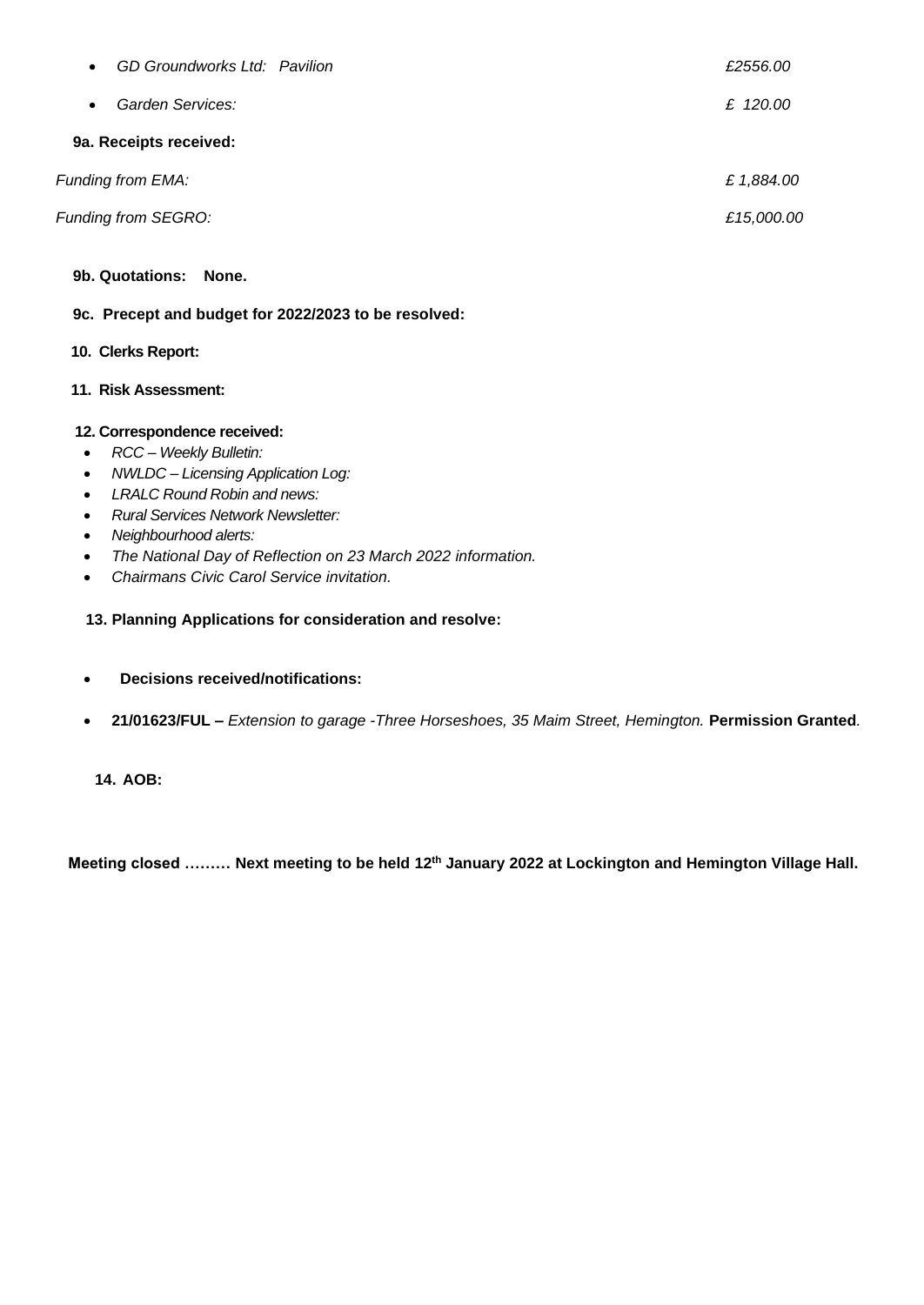- *GD Groundworks Ltd: Pavilion* *£2556.00*
- *Garden Services:* *£ 120.00*

**9a. Receipts received:**

*Funding from EMA:* *£ 1,884.00*

*Funding from SEGRO:* *£15,000.00*

**9b. Quotations: None.**

**9c. Precept and budget for 2022/2023 to be resolved:**

**10. Clerks Report:**

**11. Risk Assessment:**

**12. Correspondence received:**

- *RCC – Weekly Bulletin:*
- *NWLDC – Licensing Application Log:*
- *LRALC Round Robin and news:*
- *Rural Services Network Newsletter:*
- *Neighbourhood alerts:*
- *The National Day of Reflection on 23 March 2022 information.*
- *Chairmans Civic Carol Service invitation.*

**13. Planning Applications for consideration and resolve:**

- **Decisions received/notifications:**
- **21/01623/FUL –** *Extension to garage -Three Horseshoes, 35 Maim Street, Hemington.* **Permission Granted**.

**14. AOB:**

**Meeting closed ……… Next meeting to be held 12th January 2022 at Lockington and Hemington Village Hall.**